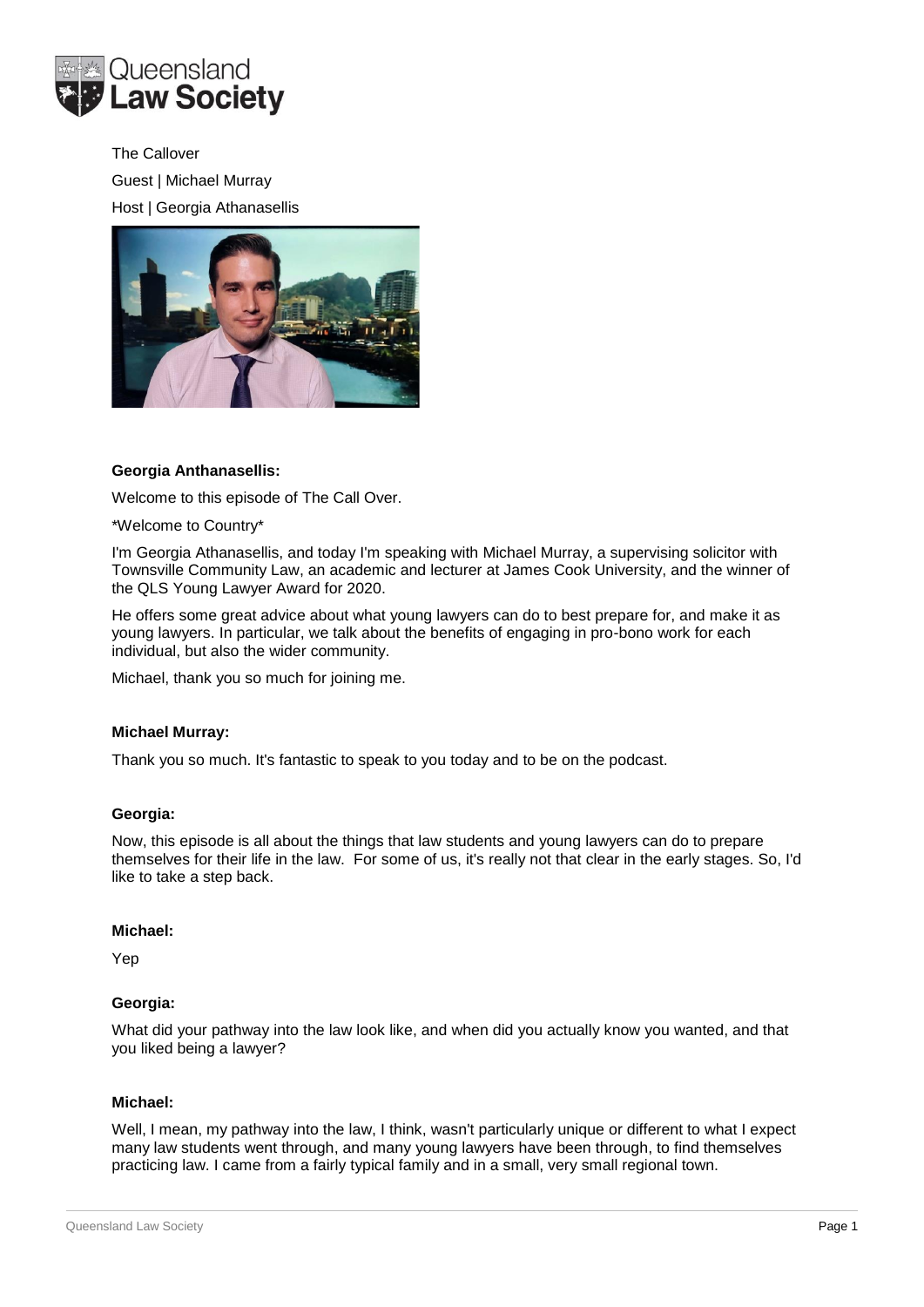The Callover

Guest | Michael Murray

Host | Georgia Athanasellis

**Georgia Anthanasellis:**

Welcome to this episode of The Call Over.

*Welcome to Country*

I'm Georgia Athanasellis, and today I'm speaking with Michael Murray, a supervising solicitor with Townsville Community Law, an academic and lecturer at James Cook University, and the winner of the QLS Young Lawyer Award for 2020.

He offers some great advice about what young lawyers can do to best prepare for, and make it as young lawyers. In particular, we talk about the benefits of engaging in pro-bono work for each individual, but also the wider community.

Michael, thank you so much for joining me.

**Michael Murray:**

Thank you so much. It's fantastic to speak to you today and to be on the podcast.

**Georgia:**

Now, this episode is all about the things that law students and young lawyers can do to prepare themselves for their life in the law. For some of us, it's really not that clear in the early stages. So, I'd like to take a step back.

**Michael:**

Yep

**Georgia:**

What did your pathway into the law look like, and when did you actually know you wanted, and that you liked being a lawyer?

**Michael:**

Well, I mean, my pathway into the law, I think, wasn't particularly unique or different to what I expect many law students went through, and many young lawyers have been through, to find themselves practicing law. I came from a fairly typical family and in a small, very small regional town.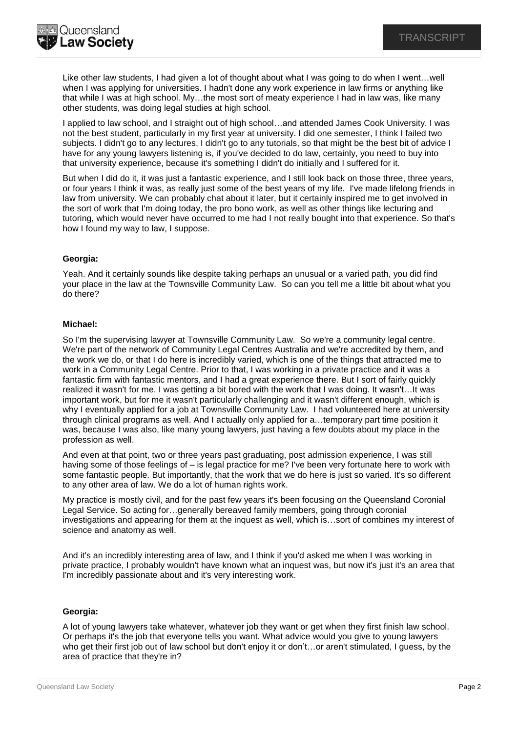Like other law students, I had given a lot of thought about what I was going to do when I went…well when I was applying for universities. I hadn't done any work experience in law firms or anything like that while I was at high school. My…the most sort of meaty experience I had in law was, like many other students, was doing legal studies at high school.

I applied to law school, and I straight out of high school…and attended James Cook University. I was not the best student, particularly in my first year at university. I did one semester, I think I failed two subjects. I didn't go to any lectures, I didn't go to any tutorials, so that might be the best bit of advice I have for any young lawyers listening is, if you've decided to do law, certainly, you need to buy into that university experience, because it's something I didn't do initially and I suffered for it.

But when I did do it, it was just a fantastic experience, and I still look back on those three, three years, or four years I think it was, as really just some of the best years of my life. I've made lifelong friends in law from university. We can probably chat about it later, but it certainly inspired me to get involved in the sort of work that I'm doing today, the pro bono work, as well as other things like lecturing and tutoring, which would never have occurred to me had I not really bought into that experience. So that's how I found my way to law, I suppose.

**Georgia:**

Yeah. And it certainly sounds like despite taking perhaps an unusual or a varied path, you did find your place in the law at the Townsville Community Law. So can you tell me a little bit about what you do there?

**Michael:**

So I'm the supervising lawyer at Townsville Community Law. So we're a community legal centre. We're part of the network of Community Legal Centres Australia and we're accredited by them, and the work we do, or that I do here is incredibly varied, which is one of the things that attracted me to work in a Community Legal Centre. Prior to that, I was working in a private practice and it was a fantastic firm with fantastic mentors, and I had a great experience there. But I sort of fairly quickly realized it wasn't for me. I was getting a bit bored with the work that I was doing. It wasn't…It was important work, but for me it wasn't particularly challenging and it wasn't different enough, which is why I eventually applied for a job at Townsville Community Law. I had volunteered here at university through clinical programs as well. And I actually only applied for a…temporary part time position it was, because I was also, like many young lawyers, just having a few doubts about my place in the profession as well.

And even at that point, two or three years past graduating, post admission experience, I was still having some of those feelings of – is legal practice for me? I've been very fortunate here to work with some fantastic people. But importantly, that the work that we do here is just so varied. It's so different to any other area of law. We do a lot of human rights work.

My practice is mostly civil, and for the past few years it's been focusing on the Queensland Coronial Legal Service. So acting for…generally bereaved family members, going through coronial investigations and appearing for them at the inquest as well, which is…sort of combines my interest of science and anatomy as well.

And it's an incredibly interesting area of law, and I think if you'd asked me when I was working in private practice, I probably wouldn't have known what an inquest was, but now it's just it's an area that I'm incredibly passionate about and it's very interesting work.

**Georgia:**

A lot of young lawyers take whatever, whatever job they want or get when they first finish law school. Or perhaps it's the job that everyone tells you want. What advice would you give to young lawyers who get their first job out of law school but don't enjoy it or don't…or aren't stimulated, I guess, by the area of practice that they're in?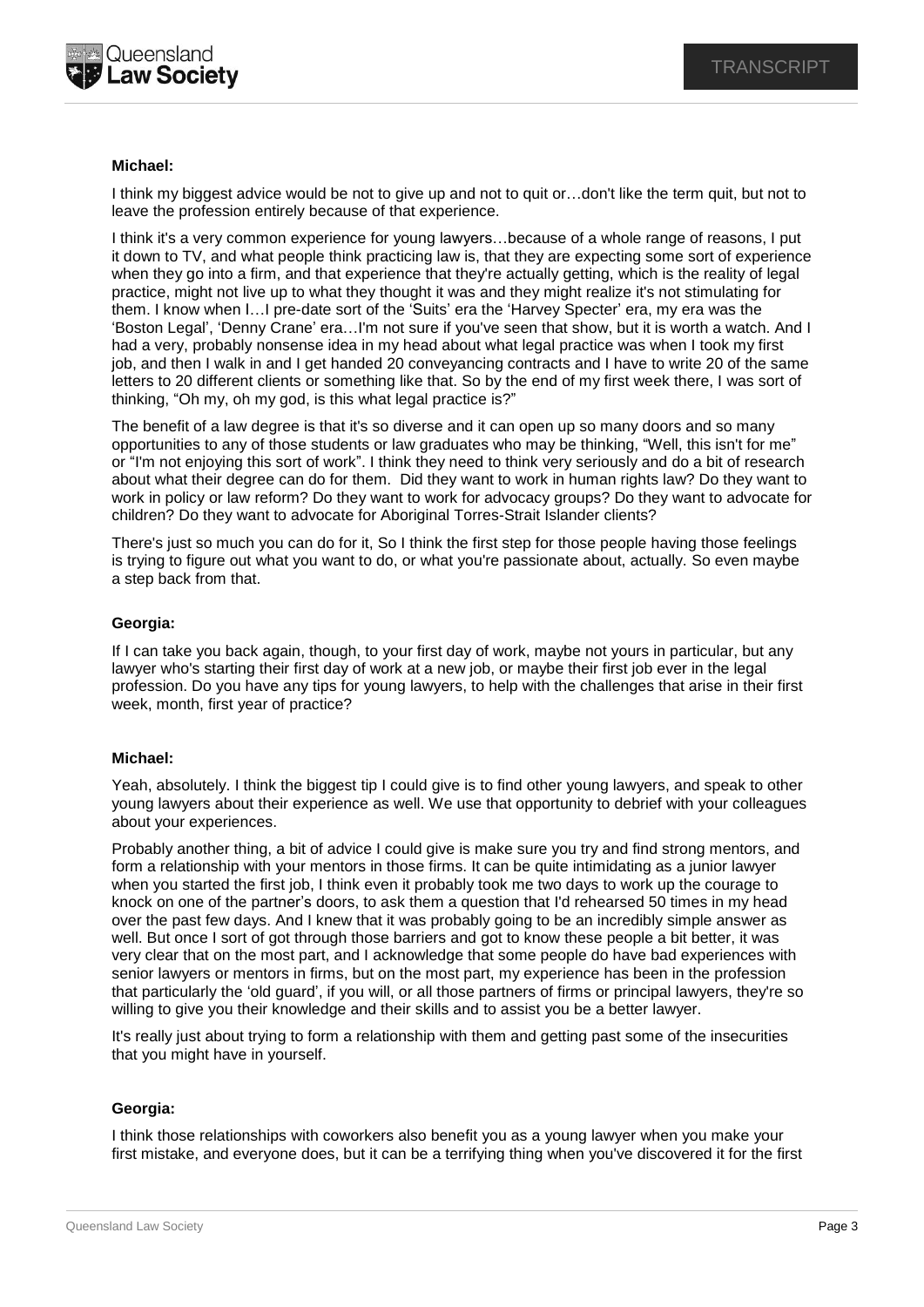**Michael:**

I think my biggest advice would be not to give up and not to quit or…don't like the term quit, but not to leave the profession entirely because of that experience.

I think it's a very common experience for young lawyers…because of a whole range of reasons, I put it down to TV, and what people think practicing law is, that they are expecting some sort of experience when they go into a firm, and that experience that they're actually getting, which is the reality of legal practice, might not live up to what they thought it was and they might realize it's not stimulating for them. I know when I…I pre-date sort of the 'Suits' era the 'Harvey Specter' era, my era was the 'Boston Legal', 'Denny Crane' era…I'm not sure if you've seen that show, but it is worth a watch. And I had a very, probably nonsense idea in my head about what legal practice was when I took my first job, and then I walk in and I get handed 20 conveyancing contracts and I have to write 20 of the same letters to 20 different clients or something like that. So by the end of my first week there, I was sort of thinking, "Oh my, oh my god, is this what legal practice is?"

The benefit of a law degree is that it's so diverse and it can open up so many doors and so many opportunities to any of those students or law graduates who may be thinking, "Well, this isn't for me" or "I'm not enjoying this sort of work". I think they need to think very seriously and do a bit of research about what their degree can do for them. Did they want to work in human rights law? Do they want to work in policy or law reform? Do they want to work for advocacy groups? Do they want to advocate for children? Do they want to advocate for Aboriginal Torres-Strait Islander clients?

There's just so much you can do for it, So I think the first step for those people having those feelings is trying to figure out what you want to do, or what you're passionate about, actually. So even maybe a step back from that.

**Georgia:**

If I can take you back again, though, to your first day of work, maybe not yours in particular, but any lawyer who's starting their first day of work at a new job, or maybe their first job ever in the legal profession. Do you have any tips for young lawyers, to help with the challenges that arise in their first week, month, first year of practice?

**Michael:**

Yeah, absolutely. I think the biggest tip I could give is to find other young lawyers, and speak to other young lawyers about their experience as well. We use that opportunity to debrief with your colleagues about your experiences.

Probably another thing, a bit of advice I could give is make sure you try and find strong mentors, and form a relationship with your mentors in those firms. It can be quite intimidating as a junior lawyer when you started the first job, I think even it probably took me two days to work up the courage to knock on one of the partner's doors, to ask them a question that I'd rehearsed 50 times in my head over the past few days. And I knew that it was probably going to be an incredibly simple answer as well. But once I sort of got through those barriers and got to know these people a bit better, it was very clear that on the most part, and I acknowledge that some people do have bad experiences with senior lawyers or mentors in firms, but on the most part, my experience has been in the profession that particularly the 'old guard', if you will, or all those partners of firms or principal lawyers, they're so willing to give you their knowledge and their skills and to assist you be a better lawyer.

It's really just about trying to form a relationship with them and getting past some of the insecurities that you might have in yourself.

**Georgia:**

I think those relationships with coworkers also benefit you as a young lawyer when you make your first mistake, and everyone does, but it can be a terrifying thing when you've discovered it for the first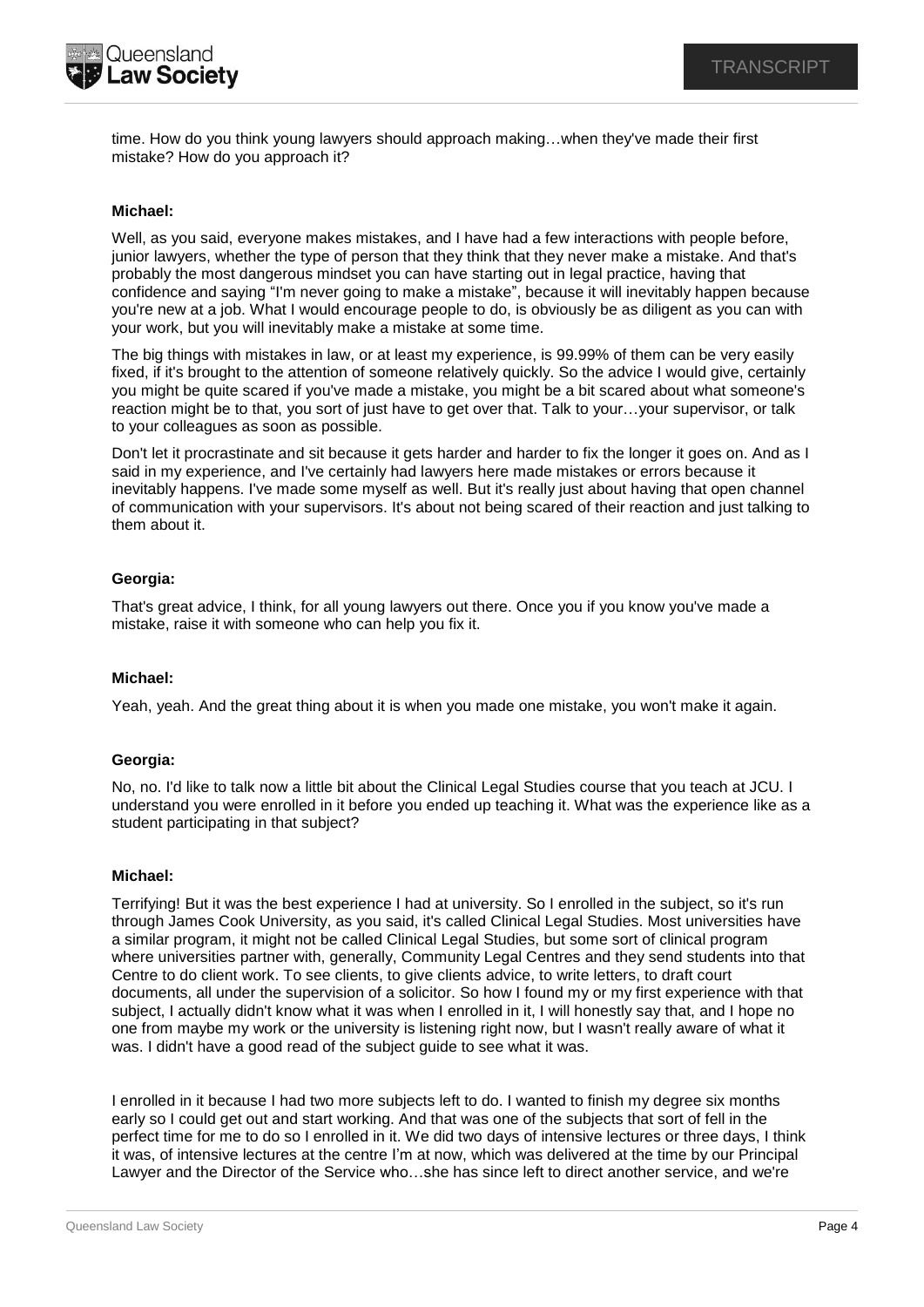time. How do you think young lawyers should approach making…when they've made their first mistake? How do you approach it?

**Michael:**

Well, as you said, everyone makes mistakes, and I have had a few interactions with people before, junior lawyers, whether the type of person that they think that they never make a mistake. And that's probably the most dangerous mindset you can have starting out in legal practice, having that confidence and saying "I'm never going to make a mistake", because it will inevitably happen because you're new at a job. What I would encourage people to do, is obviously be as diligent as you can with your work, but you will inevitably make a mistake at some time.

The big things with mistakes in law, or at least my experience, is 99.99% of them can be very easily fixed, if it's brought to the attention of someone relatively quickly. So the advice I would give, certainly you might be quite scared if you've made a mistake, you might be a bit scared about what someone's reaction might be to that, you sort of just have to get over that. Talk to your…your supervisor, or talk to your colleagues as soon as possible.

Don't let it procrastinate and sit because it gets harder and harder to fix the longer it goes on. And as I said in my experience, and I've certainly had lawyers here made mistakes or errors because it inevitably happens. I've made some myself as well. But it's really just about having that open channel of communication with your supervisors. It's about not being scared of their reaction and just talking to them about it.

**Georgia:**

That's great advice, I think, for all young lawyers out there. Once you if you know you've made a mistake, raise it with someone who can help you fix it.

**Michael:**

Yeah, yeah. And the great thing about it is when you made one mistake, you won't make it again.

**Georgia:**

No, no. I'd like to talk now a little bit about the Clinical Legal Studies course that you teach at JCU. I understand you were enrolled in it before you ended up teaching it. What was the experience like as a student participating in that subject?

**Michael:**

Terrifying! But it was the best experience I had at university. So I enrolled in the subject, so it's run through James Cook University, as you said, it's called Clinical Legal Studies. Most universities have a similar program, it might not be called Clinical Legal Studies, but some sort of clinical program where universities partner with, generally, Community Legal Centres and they send students into that Centre to do client work. To see clients, to give clients advice, to write letters, to draft court documents, all under the supervision of a solicitor. So how I found my or my first experience with that subject, I actually didn't know what it was when I enrolled in it, I will honestly say that, and I hope no one from maybe my work or the university is listening right now, but I wasn't really aware of what it was. I didn't have a good read of the subject guide to see what it was.

I enrolled in it because I had two more subjects left to do. I wanted to finish my degree six months early so I could get out and start working. And that was one of the subjects that sort of fell in the perfect time for me to do so I enrolled in it. We did two days of intensive lectures or three days, I think it was, of intensive lectures at the centre I'm at now, which was delivered at the time by our Principal Lawyer and the Director of the Service who…she has since left to direct another service, and we're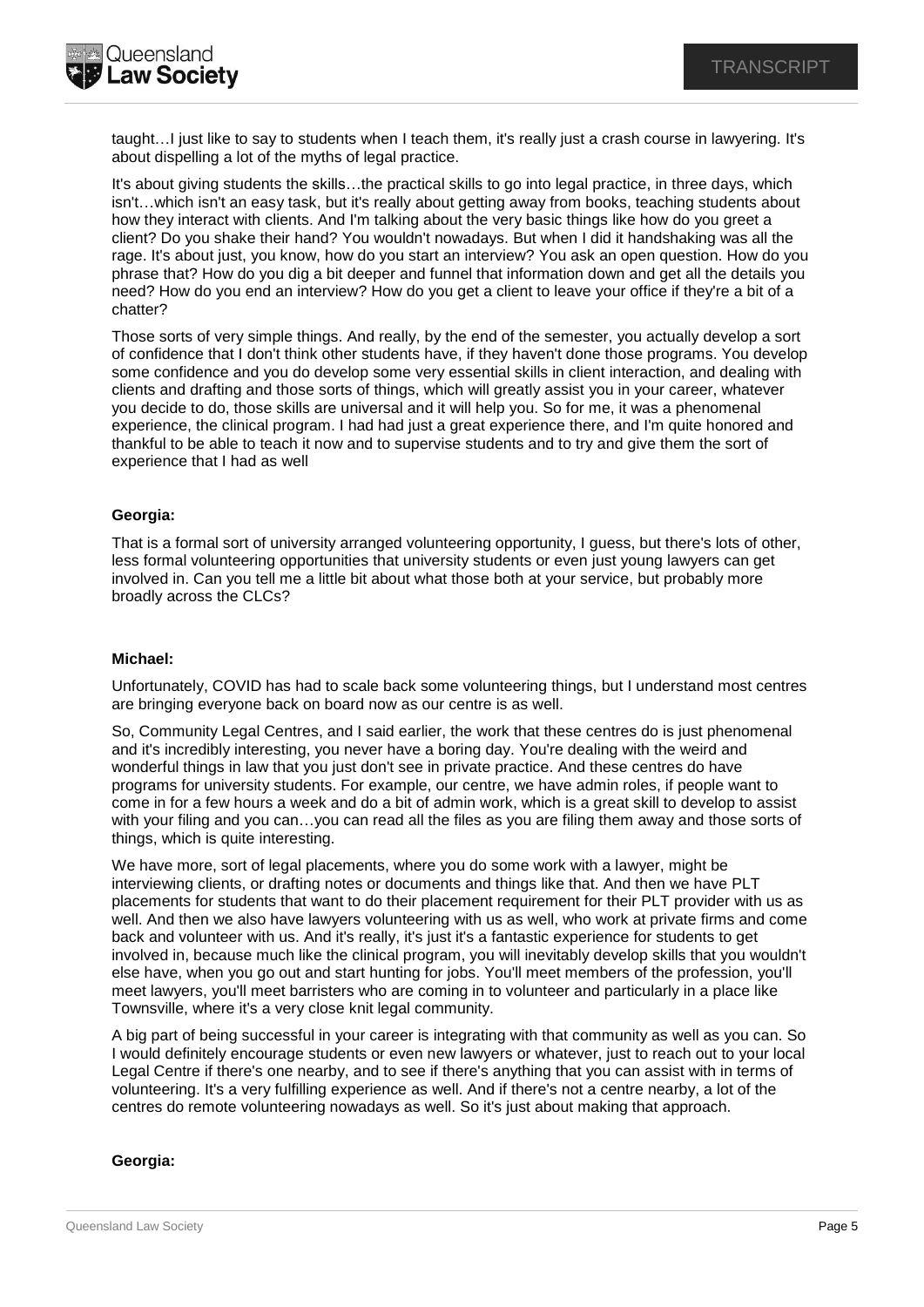taught…I just like to say to students when I teach them, it's really just a crash course in lawyering. It's about dispelling a lot of the myths of legal practice.

It's about giving students the skills…the practical skills to go into legal practice, in three days, which isn't…which isn't an easy task, but it's really about getting away from books, teaching students about how they interact with clients. And I'm talking about the very basic things like how do you greet a client? Do you shake their hand? You wouldn't nowadays. But when I did it handshaking was all the rage. It's about just, you know, how do you start an interview? You ask an open question. How do you phrase that? How do you dig a bit deeper and funnel that information down and get all the details you need? How do you end an interview? How do you get a client to leave your office if they're a bit of a chatter?

Those sorts of very simple things. And really, by the end of the semester, you actually develop a sort of confidence that I don't think other students have, if they haven't done those programs. You develop some confidence and you do develop some very essential skills in client interaction, and dealing with clients and drafting and those sorts of things, which will greatly assist you in your career, whatever you decide to do, those skills are universal and it will help you. So for me, it was a phenomenal experience, the clinical program. I had had just a great experience there, and I'm quite honored and thankful to be able to teach it now and to supervise students and to try and give them the sort of experience that I had as well

**Georgia:**

That is a formal sort of university arranged volunteering opportunity, I guess, but there's lots of other, less formal volunteering opportunities that university students or even just young lawyers can get involved in. Can you tell me a little bit about what those both at your service, but probably more broadly across the CLCs?

**Michael:**

Unfortunately, COVID has had to scale back some volunteering things, but I understand most centres are bringing everyone back on board now as our centre is as well.

So, Community Legal Centres, and I said earlier, the work that these centres do is just phenomenal and it's incredibly interesting, you never have a boring day. You're dealing with the weird and wonderful things in law that you just don't see in private practice. And these centres do have programs for university students. For example, our centre, we have admin roles, if people want to come in for a few hours a week and do a bit of admin work, which is a great skill to develop to assist with your filing and you can…you can read all the files as you are filing them away and those sorts of things, which is quite interesting.

We have more, sort of legal placements, where you do some work with a lawyer, might be interviewing clients, or drafting notes or documents and things like that. And then we have PLT placements for students that want to do their placement requirement for their PLT provider with us as well. And then we also have lawyers volunteering with us as well, who work at private firms and come back and volunteer with us. And it's really, it's just it's a fantastic experience for students to get involved in, because much like the clinical program, you will inevitably develop skills that you wouldn't else have, when you go out and start hunting for jobs. You'll meet members of the profession, you'll meet lawyers, you'll meet barristers who are coming in to volunteer and particularly in a place like Townsville, where it's a very close knit legal community.

A big part of being successful in your career is integrating with that community as well as you can. So I would definitely encourage students or even new lawyers or whatever, just to reach out to your local Legal Centre if there's one nearby, and to see if there's anything that you can assist with in terms of volunteering. It's a very fulfilling experience as well. And if there's not a centre nearby, a lot of the centres do remote volunteering nowadays as well. So it's just about making that approach.

**Georgia:**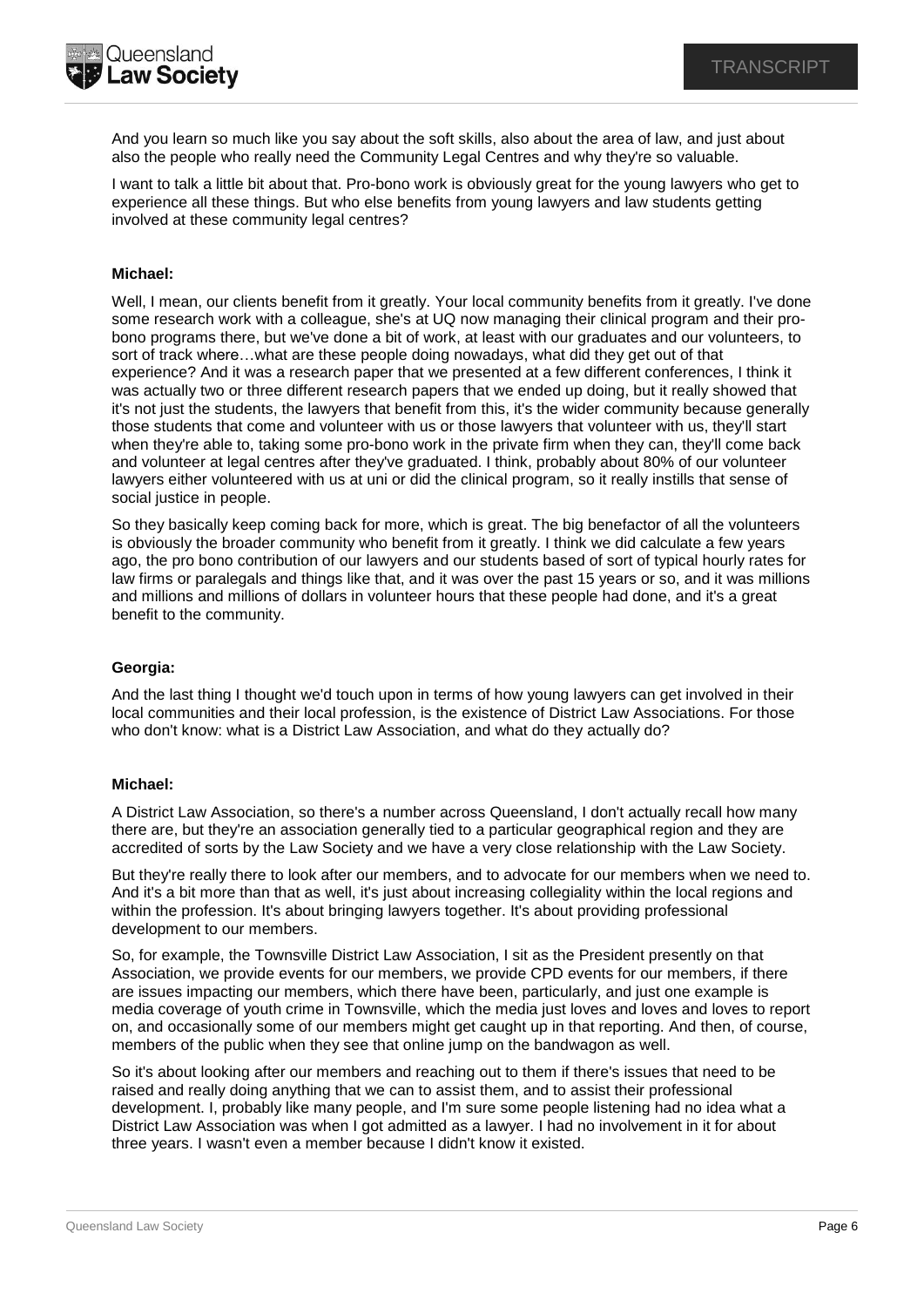And you learn so much like you say about the soft skills, also about the area of law, and just about also the people who really need the Community Legal Centres and why they're so valuable.

I want to talk a little bit about that. Pro-bono work is obviously great for the young lawyers who get to experience all these things. But who else benefits from young lawyers and law students getting involved at these community legal centres?

**Michael:**

Well, I mean, our clients benefit from it greatly. Your local community benefits from it greatly. I've done some research work with a colleague, she's at UQ now managing their clinical program and their pro-bono programs there, but we've done a bit of work, at least with our graduates and our volunteers, to sort of track where…what are these people doing nowadays, what did they get out of that experience? And it was a research paper that we presented at a few different conferences, I think it was actually two or three different research papers that we ended up doing, but it really showed that it's not just the students, the lawyers that benefit from this, it's the wider community because generally those students that come and volunteer with us or those lawyers that volunteer with us, they'll start when they're able to, taking some pro-bono work in the private firm when they can, they'll come back and volunteer at legal centres after they've graduated. I think, probably about 80% of our volunteer lawyers either volunteered with us at uni or did the clinical program, so it really instills that sense of social justice in people.

So they basically keep coming back for more, which is great. The big benefactor of all the volunteers is obviously the broader community who benefit from it greatly. I think we did calculate a few years ago, the pro bono contribution of our lawyers and our students based of sort of typical hourly rates for law firms or paralegals and things like that, and it was over the past 15 years or so, and it was millions and millions and millions of dollars in volunteer hours that these people had done, and it's a great benefit to the community.

**Georgia:**

And the last thing I thought we'd touch upon in terms of how young lawyers can get involved in their local communities and their local profession, is the existence of District Law Associations. For those who don't know: what is a District Law Association, and what do they actually do?

**Michael:**

A District Law Association, so there's a number across Queensland, I don't actually recall how many there are, but they're an association generally tied to a particular geographical region and they are accredited of sorts by the Law Society and we have a very close relationship with the Law Society.

But they're really there to look after our members, and to advocate for our members when we need to. And it's a bit more than that as well, it's just about increasing collegiality within the local regions and within the profession. It's about bringing lawyers together. It's about providing professional development to our members.

So, for example, the Townsville District Law Association, I sit as the President presently on that Association, we provide events for our members, we provide CPD events for our members, if there are issues impacting our members, which there have been, particularly, and just one example is media coverage of youth crime in Townsville, which the media just loves and loves and loves to report on, and occasionally some of our members might get caught up in that reporting. And then, of course, members of the public when they see that online jump on the bandwagon as well.

So it's about looking after our members and reaching out to them if there's issues that need to be raised and really doing anything that we can to assist them, and to assist their professional development. I, probably like many people, and I'm sure some people listening had no idea what a District Law Association was when I got admitted as a lawyer. I had no involvement in it for about three years. I wasn't even a member because I didn't know it existed.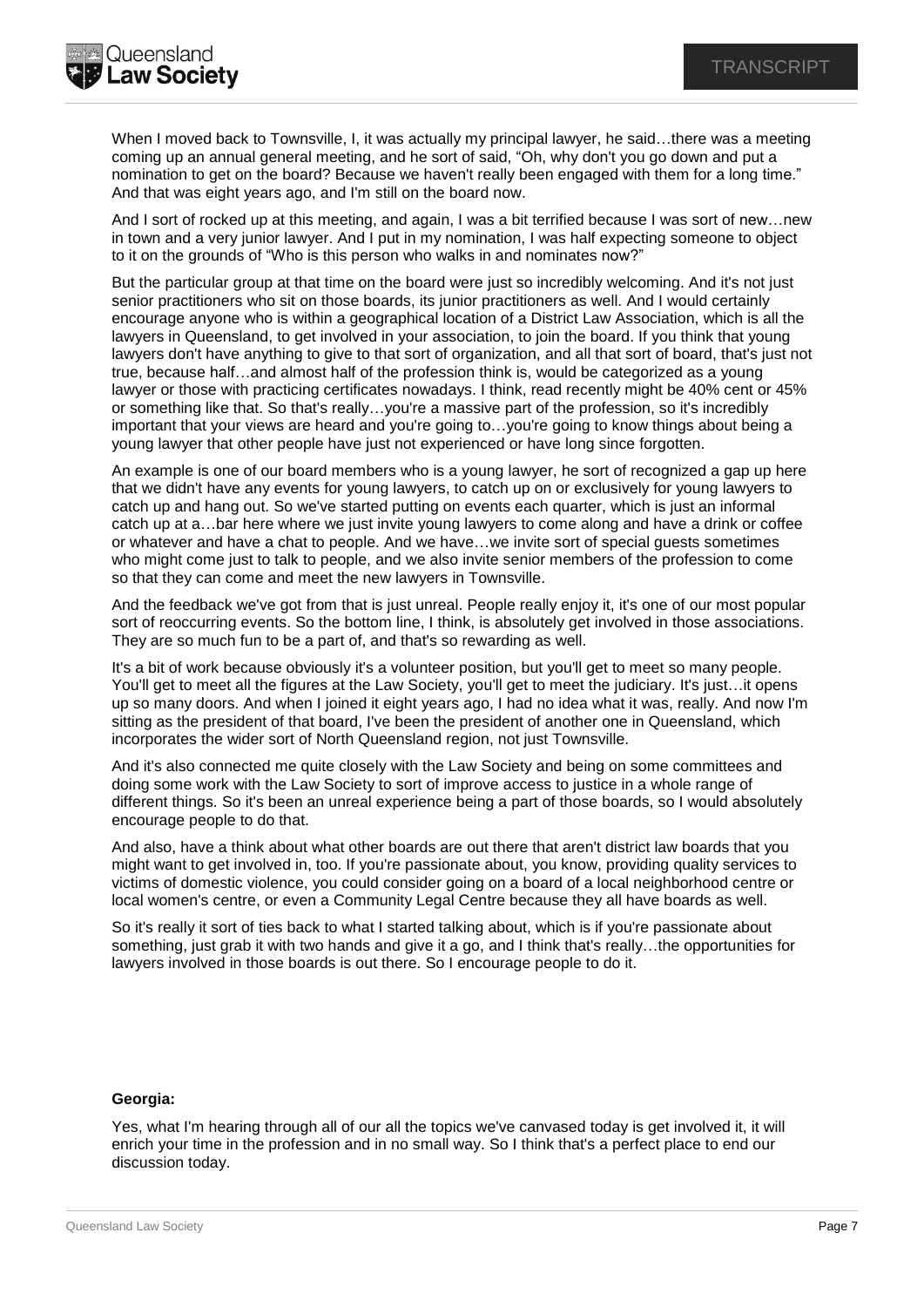When I moved back to Townsville, I, it was actually my principal lawyer, he said…there was a meeting coming up an annual general meeting, and he sort of said, "Oh, why don't you go down and put a nomination to get on the board? Because we haven't really been engaged with them for a long time." And that was eight years ago, and I'm still on the board now.

And I sort of rocked up at this meeting, and again, I was a bit terrified because I was sort of new…new in town and a very junior lawyer. And I put in my nomination, I was half expecting someone to object to it on the grounds of "Who is this person who walks in and nominates now?"

But the particular group at that time on the board were just so incredibly welcoming. And it's not just senior practitioners who sit on those boards, its junior practitioners as well. And I would certainly encourage anyone who is within a geographical location of a District Law Association, which is all the lawyers in Queensland, to get involved in your association, to join the board. If you think that young lawyers don't have anything to give to that sort of organization, and all that sort of board, that's just not true, because half…and almost half of the profession think is, would be categorized as a young lawyer or those with practicing certificates nowadays. I think, read recently might be 40% cent or 45% or something like that. So that's really…you're a massive part of the profession, so it's incredibly important that your views are heard and you're going to…you're going to know things about being a young lawyer that other people have just not experienced or have long since forgotten.

An example is one of our board members who is a young lawyer, he sort of recognized a gap up here that we didn't have any events for young lawyers, to catch up on or exclusively for young lawyers to catch up and hang out. So we've started putting on events each quarter, which is just an informal catch up at a…bar here where we just invite young lawyers to come along and have a drink or coffee or whatever and have a chat to people. And we have…we invite sort of special guests sometimes who might come just to talk to people, and we also invite senior members of the profession to come so that they can come and meet the new lawyers in Townsville.

And the feedback we've got from that is just unreal. People really enjoy it, it's one of our most popular sort of reoccurring events. So the bottom line, I think, is absolutely get involved in those associations. They are so much fun to be a part of, and that's so rewarding as well.

It's a bit of work because obviously it's a volunteer position, but you'll get to meet so many people. You'll get to meet all the figures at the Law Society, you'll get to meet the judiciary. It's just…it opens up so many doors. And when I joined it eight years ago, I had no idea what it was, really. And now I'm sitting as the president of that board, I've been the president of another one in Queensland, which incorporates the wider sort of North Queensland region, not just Townsville.

And it's also connected me quite closely with the Law Society and being on some committees and doing some work with the Law Society to sort of improve access to justice in a whole range of different things. So it's been an unreal experience being a part of those boards, so I would absolutely encourage people to do that.

And also, have a think about what other boards are out there that aren't district law boards that you might want to get involved in, too. If you're passionate about, you know, providing quality services to victims of domestic violence, you could consider going on a board of a local neighborhood centre or local women's centre, or even a Community Legal Centre because they all have boards as well.

So it's really it sort of ties back to what I started talking about, which is if you're passionate about something, just grab it with two hands and give it a go, and I think that's really…the opportunities for lawyers involved in those boards is out there. So I encourage people to do it.

**Georgia:**

Yes, what I'm hearing through all of our all the topics we've canvased today is get involved it, it will enrich your time in the profession and in no small way. So I think that's a perfect place to end our discussion today.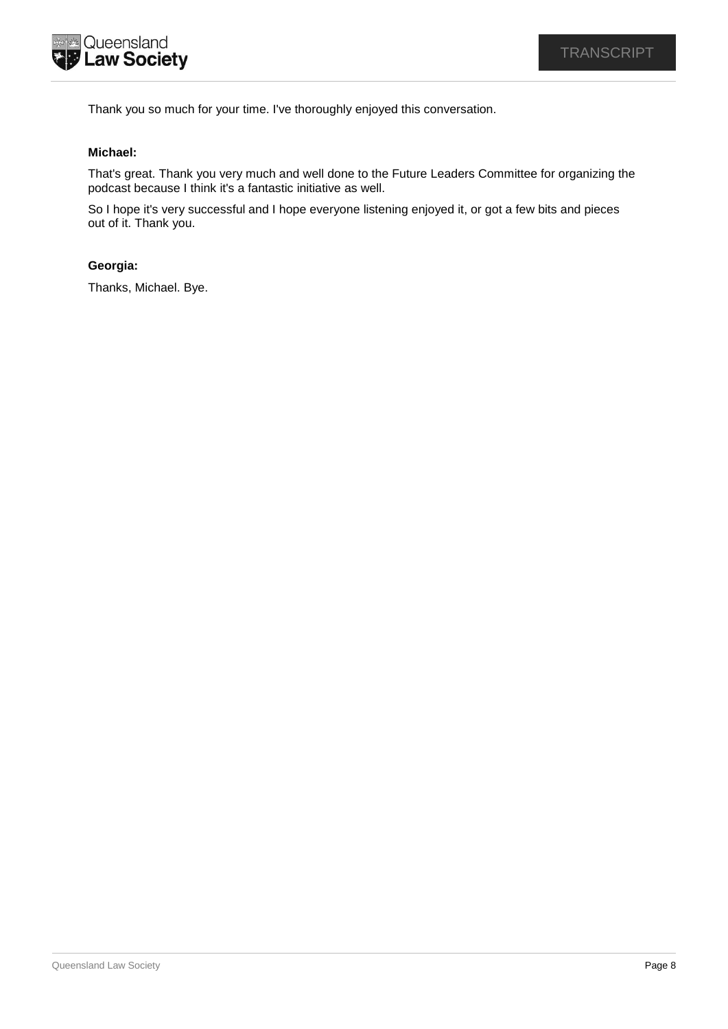Thank you so much for your time. I've thoroughly enjoyed this conversation.

**Michael:**

That's great. Thank you very much and well done to the Future Leaders Committee for organizing the podcast because I think it's a fantastic initiative as well.

So I hope it's very successful and I hope everyone listening enjoyed it, or got a few bits and pieces out of it. Thank you.

**Georgia:**

Thanks, Michael. Bye.